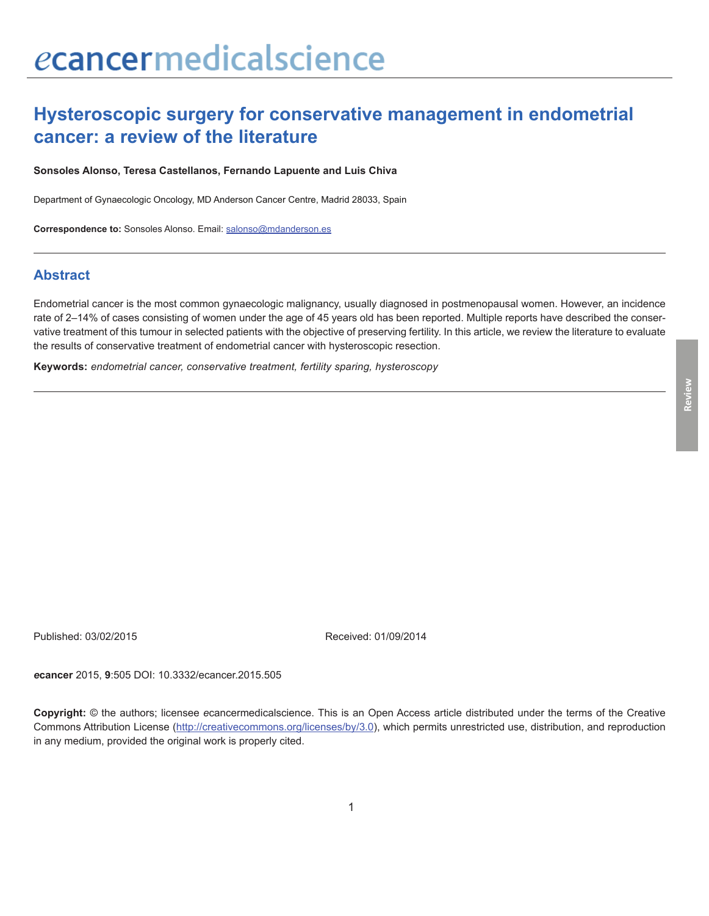# Hysteroscopic surgery for conservative management in endometrial cancer: a review of the literature

**Sonsoles Alonso, Teresa Castellanos, Fernando Lapuente and Luis Chiva**

Department of Gynaecologic Oncology, MD Anderson Cancer Centre, Madrid 28033, Spain

**Correspondence to:** Sonsoles Alonso. Email: salonso@mdanderson.es

## Abstract

Endometrial cancer is the most common gynaecologic malignancy, usually diagnosed in postmenopausal women. However, an incidence rate of 2–14% of cases consisting of women under the age of 45 years old has been reported. Multiple reports have described the conservative treatment of this tumour in selected patients with the objective of preserving fertility. In this article, we review the literature to evaluate the results of conservative treatment of endometrial cancer with hysteroscopic resection.

**Keywords:** *endometrial cancer, conservative treatment, fertility sparing, hysteroscopy*

Published: 03/02/2015

Received: 01/09/2014

***e*cancer** 2015, **9**:505 DOI: 10.3332/ecancer.2015.505

**Copyright:** © the authors; licensee *e*cancermedicalscience. This is an Open Access article distributed under the terms of the Creative Commons Attribution License (http://creativecommons.org/licenses/by/3.0), which permits unrestricted use, distribution, and reproduction in any medium, provided the original work is properly cited.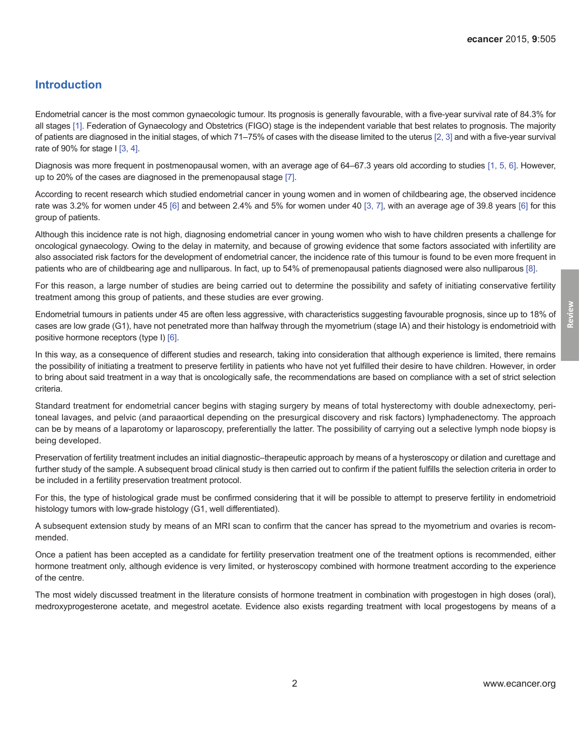## Introduction

Endometrial cancer is the most common gynaecologic tumour. Its prognosis is generally favourable, with a five-year survival rate of 84.3% for all stages [1]. Federation of Gynaecology and Obstetrics (FIGO) stage is the independent variable that best relates to prognosis. The majority of patients are diagnosed in the initial stages, of which 71–75% of cases with the disease limited to the uterus [2, 3] and with a five-year survival rate of 90% for stage I [3, 4].

Diagnosis was more frequent in postmenopausal women, with an average age of 64–67.3 years old according to studies [1, 5, 6]. However, up to 20% of the cases are diagnosed in the premenopausal stage [7].

According to recent research which studied endometrial cancer in young women and in women of childbearing age, the observed incidence rate was 3.2% for women under 45 [6] and between 2.4% and 5% for women under 40 [3, 7], with an average age of 39.8 years [6] for this group of patients.

Although this incidence rate is not high, diagnosing endometrial cancer in young women who wish to have children presents a challenge for oncological gynaecology. Owing to the delay in maternity, and because of growing evidence that some factors associated with infertility are also associated risk factors for the development of endometrial cancer, the incidence rate of this tumour is found to be even more frequent in patients who are of childbearing age and nulliparous. In fact, up to 54% of premenopausal patients diagnosed were also nulliparous [8].

For this reason, a large number of studies are being carried out to determine the possibility and safety of initiating conservative fertility treatment among this group of patients, and these studies are ever growing.

Endometrial tumours in patients under 45 are often less aggressive, with characteristics suggesting favourable prognosis, since up to 18% of cases are low grade (G1), have not penetrated more than halfway through the myometrium (stage IA) and their histology is endometrioid with positive hormone receptors (type I) [6].

In this way, as a consequence of different studies and research, taking into consideration that although experience is limited, there remains the possibility of initiating a treatment to preserve fertility in patients who have not yet fulfilled their desire to have children. However, in order to bring about said treatment in a way that is oncologically safe, the recommendations are based on compliance with a set of strict selection criteria.

Standard treatment for endometrial cancer begins with staging surgery by means of total hysterectomy with double adnexectomy, peritoneal lavages, and pelvic (and paraaortical depending on the presurgical discovery and risk factors) lymphadenectomy. The approach can be by means of a laparotomy or laparoscopy, preferentially the latter. The possibility of carrying out a selective lymph node biopsy is being developed.

Preservation of fertility treatment includes an initial diagnostic–therapeutic approach by means of a hysteroscopy or dilation and curettage and further study of the sample. A subsequent broad clinical study is then carried out to confirm if the patient fulfills the selection criteria in order to be included in a fertility preservation treatment protocol.

For this, the type of histological grade must be confirmed considering that it will be possible to attempt to preserve fertility in endometrioid histology tumors with low-grade histology (G1, well differentiated).

A subsequent extension study by means of an MRI scan to confirm that the cancer has spread to the myometrium and ovaries is recommended.

Once a patient has been accepted as a candidate for fertility preservation treatment one of the treatment options is recommended, either hormone treatment only, although evidence is very limited, or hysteroscopy combined with hormone treatment according to the experience of the centre.

The most widely discussed treatment in the literature consists of hormone treatment in combination with progestogen in high doses (oral), medroxyprogesterone acetate, and megestrol acetate. Evidence also exists regarding treatment with local progestogens by means of a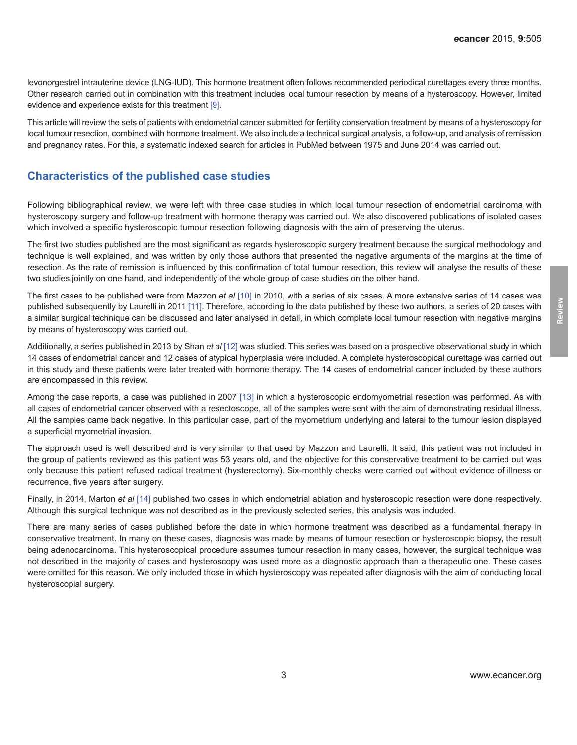levonorgestrel intrauterine device (LNG-IUD). This hormone treatment often follows recommended periodical curettages every three months. Other research carried out in combination with this treatment includes local tumour resection by means of a hysteroscopy. However, limited evidence and experience exists for this treatment [9].

This article will review the sets of patients with endometrial cancer submitted for fertility conservation treatment by means of a hysteroscopy for local tumour resection, combined with hormone treatment. We also include a technical surgical analysis, a follow-up, and analysis of remission and pregnancy rates. For this, a systematic indexed search for articles in PubMed between 1975 and June 2014 was carried out.

## Characteristics of the published case studies

Following bibliographical review, we were left with three case studies in which local tumour resection of endometrial carcinoma with hysteroscopy surgery and follow-up treatment with hormone therapy was carried out. We also discovered publications of isolated cases which involved a specific hysteroscopic tumour resection following diagnosis with the aim of preserving the uterus.

The first two studies published are the most significant as regards hysteroscopic surgery treatment because the surgical methodology and technique is well explained, and was written by only those authors that presented the negative arguments of the margins at the time of resection. As the rate of remission is influenced by this confirmation of total tumour resection, this review will analyse the results of these two studies jointly on one hand, and independently of the whole group of case studies on the other hand.

The first cases to be published were from Mazzon *et al* [10] in 2010, with a series of six cases. A more extensive series of 14 cases was published subsequently by Laurelli in 2011 [11]. Therefore, according to the data published by these two authors, a series of 20 cases with a similar surgical technique can be discussed and later analysed in detail, in which complete local tumour resection with negative margins by means of hysteroscopy was carried out.

Additionally, a series published in 2013 by Shan *et al* [12] was studied. This series was based on a prospective observational study in which 14 cases of endometrial cancer and 12 cases of atypical hyperplasia were included. A complete hysteroscopical curettage was carried out in this study and these patients were later treated with hormone therapy. The 14 cases of endometrial cancer included by these authors are encompassed in this review.

Among the case reports, a case was published in 2007 [13] in which a hysteroscopic endomyometrial resection was performed. As with all cases of endometrial cancer observed with a resectoscope, all of the samples were sent with the aim of demonstrating residual illness. All the samples came back negative. In this particular case, part of the myometrium underlying and lateral to the tumour lesion displayed a superficial myometrial invasion.

The approach used is well described and is very similar to that used by Mazzon and Laurelli. It said, this patient was not included in the group of patients reviewed as this patient was 53 years old, and the objective for this conservative treatment to be carried out was only because this patient refused radical treatment (hysterectomy). Six-monthly checks were carried out without evidence of illness or recurrence, five years after surgery.

Finally, in 2014, Marton *et al* [14] published two cases in which endometrial ablation and hysteroscopic resection were done respectively. Although this surgical technique was not described as in the previously selected series, this analysis was included.

There are many series of cases published before the date in which hormone treatment was described as a fundamental therapy in conservative treatment. In many on these cases, diagnosis was made by means of tumour resection or hysteroscopic biopsy, the result being adenocarcinoma. This hysteroscopical procedure assumes tumour resection in many cases, however, the surgical technique was not described in the majority of cases and hysteroscopy was used more as a diagnostic approach than a therapeutic one. These cases were omitted for this reason. We only included those in which hysteroscopy was repeated after diagnosis with the aim of conducting local hysteroscopial surgery.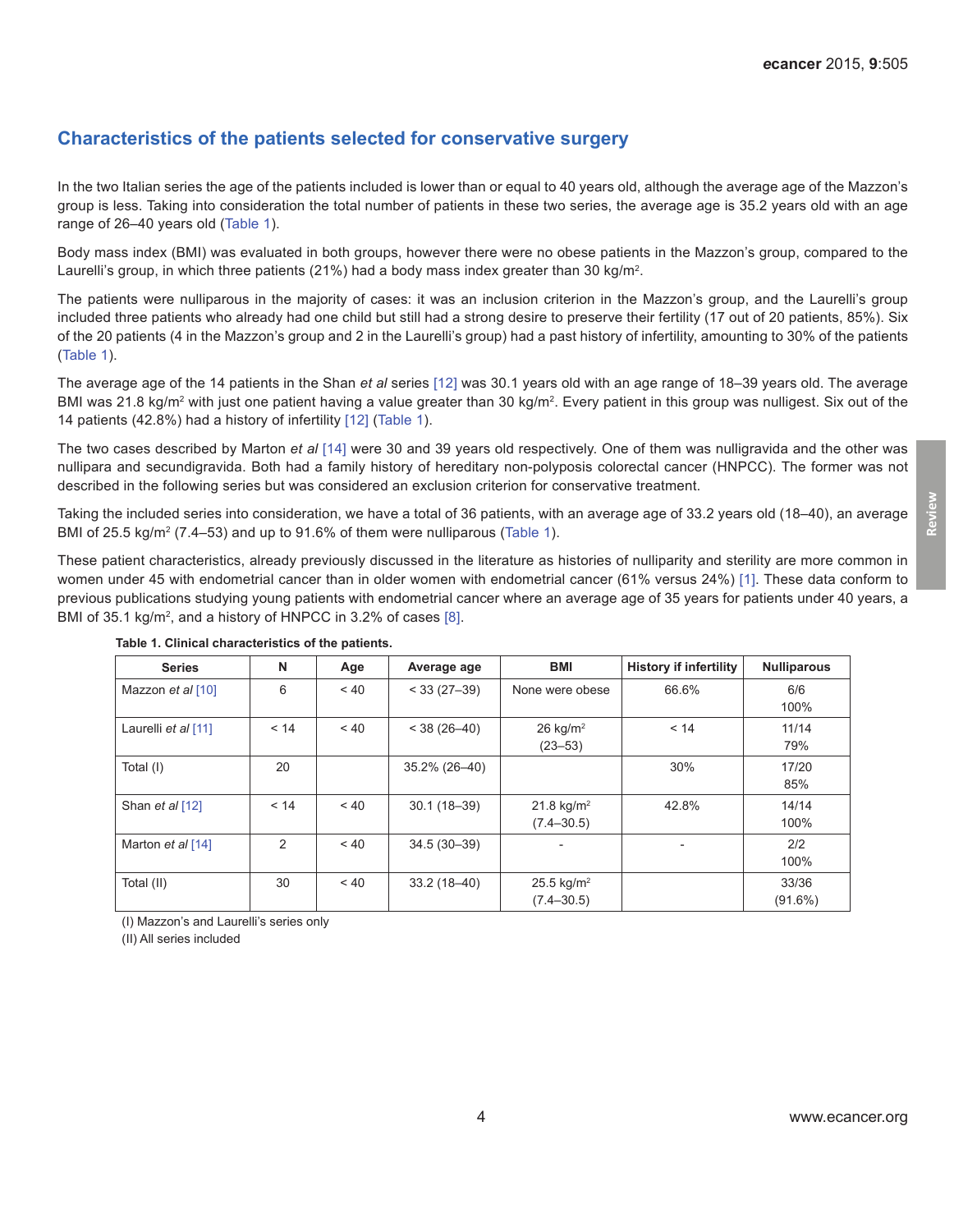## Characteristics of the patients selected for conservative surgery

In the two Italian series the age of the patients included is lower than or equal to 40 years old, although the average age of the Mazzon's group is less. Taking into consideration the total number of patients in these two series, the average age is 35.2 years old with an age range of 26–40 years old (Table 1).

Body mass index (BMI) was evaluated in both groups, however there were no obese patients in the Mazzon's group, compared to the Laurelli's group, in which three patients (21%) had a body mass index greater than 30 kg/m$^2$.

The patients were nulliparous in the majority of cases: it was an inclusion criterion in the Mazzon's group, and the Laurelli's group included three patients who already had one child but still had a strong desire to preserve their fertility (17 out of 20 patients, 85%). Six of the 20 patients (4 in the Mazzon's group and 2 in the Laurelli's group) had a past history of infertility, amounting to 30% of the patients (Table 1).

The average age of the 14 patients in the Shan *et al* series [12] was 30.1 years old with an age range of 18–39 years old. The average BMI was 21.8 kg/m$^2$ with just one patient having a value greater than 30 kg/m$^2$. Every patient in this group was nulligest. Six out of the 14 patients (42.8%) had a history of infertility [12] (Table 1).

The two cases described by Marton *et al* [14] were 30 and 39 years old respectively. One of them was nulligravida and the other was nullipara and secundigravida. Both had a family history of hereditary non-polyposis colorectal cancer (HNPCC). The former was not described in the following series but was considered an exclusion criterion for conservative treatment.

Taking the included series into consideration, we have a total of 36 patients, with an average age of 33.2 years old (18–40), an average BMI of 25.5 kg/m$^2$ (7.4–53) and up to 91.6% of them were nulliparous (Table 1).

These patient characteristics, already previously discussed in the literature as histories of nulliparity and sterility are more common in women under 45 with endometrial cancer than in older women with endometrial cancer (61% versus 24%) [1]. These data conform to previous publications studying young patients with endometrial cancer where an average age of 35 years for patients under 40 years, a BMI of 35.1 kg/m$^2$, and a history of HNPCC in 3.2% of cases [8].

**Table 1. Clinical characteristics of the patients.**

| Series | N | Age | Average age | BMI | History if infertility | Nulliparous |
|---|---|---|---|---|---|---|
| Mazzon *et al* [10] | 6 | < 40 | < 33 (27–39) | None were obese | 66.6% | 6/6<br>100% |
| Laurelli *et al* [11] | < 14 | < 40 | < 38 (26–40) | 26 kg/m$^2$<br>(23–53) | < 14 | 11/14<br>79% |
| Total (I) | 20 | | 35.2% (26–40) | | 30% | 17/20<br>85% |
| Shan *et al* [12] | < 14 | < 40 | 30.1 (18–39) | 21.8 kg/m$^2$<br>(7.4–30.5) | 42.8% | 14/14<br>100% |
| Marton *et al* [14] | 2 | < 40 | 34.5 (30–39) | - | - | 2/2<br>100% |
| Total (II) | 30 | < 40 | 33.2 (18–40) | 25.5 kg/m$^2$<br>(7.4–30.5) | | 33/36<br>(91.6%) |

(I) Mazzon's and Laurelli's series only
(II) All series included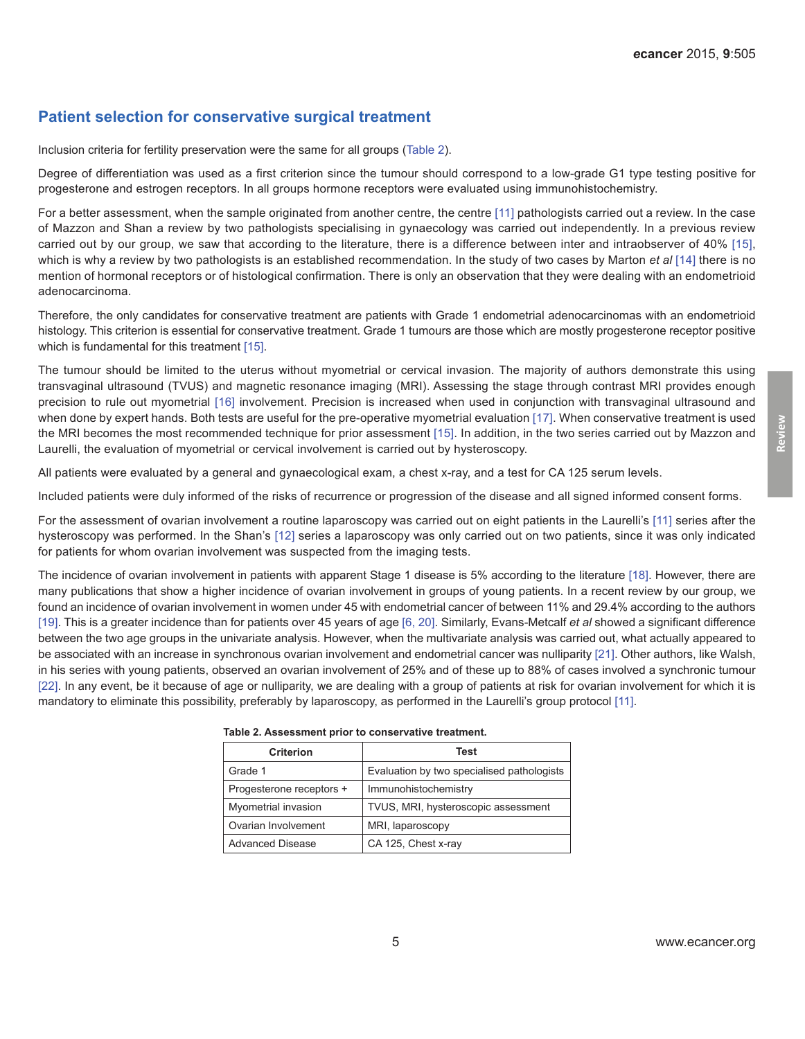## Patient selection for conservative surgical treatment

Inclusion criteria for fertility preservation were the same for all groups (Table 2).

Degree of differentiation was used as a first criterion since the tumour should correspond to a low-grade G1 type testing positive for progesterone and estrogen receptors. In all groups hormone receptors were evaluated using immunohistochemistry.

For a better assessment, when the sample originated from another centre, the centre [11] pathologists carried out a review. In the case of Mazzon and Shan a review by two pathologists specialising in gynaecology was carried out independently. In a previous review carried out by our group, we saw that according to the literature, there is a difference between inter and intraobserver of 40% [15], which is why a review by two pathologists is an established recommendation. In the study of two cases by Marton *et al* [14] there is no mention of hormonal receptors or of histological confirmation. There is only an observation that they were dealing with an endometrioid adenocarcinoma.

Therefore, the only candidates for conservative treatment are patients with Grade 1 endometrial adenocarcinomas with an endometrioid histology. This criterion is essential for conservative treatment. Grade 1 tumours are those which are mostly progesterone receptor positive which is fundamental for this treatment [15].

The tumour should be limited to the uterus without myometrial or cervical invasion. The majority of authors demonstrate this using transvaginal ultrasound (TVUS) and magnetic resonance imaging (MRI). Assessing the stage through contrast MRI provides enough precision to rule out myometrial [16] involvement. Precision is increased when used in conjunction with transvaginal ultrasound and when done by expert hands. Both tests are useful for the pre-operative myometrial evaluation [17]. When conservative treatment is used the MRI becomes the most recommended technique for prior assessment [15]. In addition, in the two series carried out by Mazzon and Laurelli, the evaluation of myometrial or cervical involvement is carried out by hysteroscopy.

All patients were evaluated by a general and gynaecological exam, a chest x-ray, and a test for CA 125 serum levels.

Included patients were duly informed of the risks of recurrence or progression of the disease and all signed informed consent forms.

For the assessment of ovarian involvement a routine laparoscopy was carried out on eight patients in the Laurelli's [11] series after the hysteroscopy was performed. In the Shan's [12] series a laparoscopy was only carried out on two patients, since it was only indicated for patients for whom ovarian involvement was suspected from the imaging tests.

The incidence of ovarian involvement in patients with apparent Stage 1 disease is 5% according to the literature [18]. However, there are many publications that show a higher incidence of ovarian involvement in groups of young patients. In a recent review by our group, we found an incidence of ovarian involvement in women under 45 with endometrial cancer of between 11% and 29.4% according to the authors [19]. This is a greater incidence than for patients over 45 years of age [6, 20]. Similarly, Evans-Metcalf *et al* showed a significant difference between the two age groups in the univariate analysis. However, when the multivariate analysis was carried out, what actually appeared to be associated with an increase in synchronous ovarian involvement and endometrial cancer was nulliparity [21]. Other authors, like Walsh, in his series with young patients, observed an ovarian involvement of 25% and of these up to 88% of cases involved a synchronic tumour [22]. In any event, be it because of age or nulliparity, we are dealing with a group of patients at risk for ovarian involvement for which it is mandatory to eliminate this possibility, preferably by laparoscopy, as performed in the Laurelli's group protocol [11].

**Table 2. Assessment prior to conservative treatment.**

| Criterion | Test |
|---|---|
| Grade 1 | Evaluation by two specialised pathologists |
| Progesterone receptors + | Immunohistochemistry |
| Myometrial invasion | TVUS, MRI, hysteroscopic assessment |
| Ovarian Involvement | MRI, laparoscopy |
| Advanced Disease | CA 125, Chest x-ray |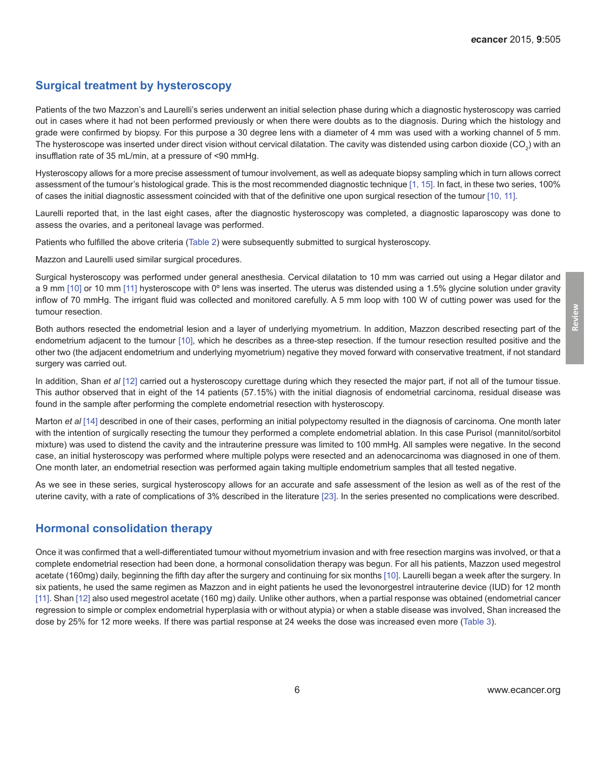## Surgical treatment by hysteroscopy

Patients of the two Mazzon's and Laurelli's series underwent an initial selection phase during which a diagnostic hysteroscopy was carried out in cases where it had not been performed previously or when there were doubts as to the diagnosis. During which the histology and grade were confirmed by biopsy. For this purpose a 30 degree lens with a diameter of 4 mm was used with a working channel of 5 mm. The hysteroscope was inserted under direct vision without cervical dilatation. The cavity was distended using carbon dioxide ($CO_2$) with an insufflation rate of 35 mL/min, at a pressure of <90 mmHg.

Hysteroscopy allows for a more precise assessment of tumour involvement, as well as adequate biopsy sampling which in turn allows correct assessment of the tumour's histological grade. This is the most recommended diagnostic technique [1, 15]. In fact, in these two series, 100% of cases the initial diagnostic assessment coincided with that of the definitive one upon surgical resection of the tumour [10, 11].

Laurelli reported that, in the last eight cases, after the diagnostic hysteroscopy was completed, a diagnostic laparoscopy was done to assess the ovaries, and a peritoneal lavage was performed.

Patients who fulfilled the above criteria (Table 2) were subsequently submitted to surgical hysteroscopy.

Mazzon and Laurelli used similar surgical procedures.

Surgical hysteroscopy was performed under general anesthesia. Cervical dilatation to 10 mm was carried out using a Hegar dilator and a 9 mm [10] or 10 mm [11] hysteroscope with 0º lens was inserted. The uterus was distended using a 1.5% glycine solution under gravity inflow of 70 mmHg. The irrigant fluid was collected and monitored carefully. A 5 mm loop with 100 W of cutting power was used for the tumour resection.

Both authors resected the endometrial lesion and a layer of underlying myometrium. In addition, Mazzon described resecting part of the endometrium adjacent to the tumour [10], which he describes as a three-step resection. If the tumour resection resulted positive and the other two (the adjacent endometrium and underlying myometrium) negative they moved forward with conservative treatment, if not standard surgery was carried out.

In addition, Shan *et al* [12] carried out a hysteroscopy curettage during which they resected the major part, if not all of the tumour tissue. This author observed that in eight of the 14 patients (57.15%) with the initial diagnosis of endometrial carcinoma, residual disease was found in the sample after performing the complete endometrial resection with hysteroscopy.

Marton *et al* [14] described in one of their cases, performing an initial polypectomy resulted in the diagnosis of carcinoma. One month later with the intention of surgically resecting the tumour they performed a complete endometrial ablation. In this case Purisol (mannitol/sorbitol mixture) was used to distend the cavity and the intrauterine pressure was limited to 100 mmHg. All samples were negative. In the second case, an initial hysteroscopy was performed where multiple polyps were resected and an adenocarcinoma was diagnosed in one of them. One month later, an endometrial resection was performed again taking multiple endometrium samples that all tested negative.

As we see in these series, surgical hysteroscopy allows for an accurate and safe assessment of the lesion as well as of the rest of the uterine cavity, with a rate of complications of 3% described in the literature [23]. In the series presented no complications were described.

## Hormonal consolidation therapy

Once it was confirmed that a well-differentiated tumour without myometrium invasion and with free resection margins was involved, or that a complete endometrial resection had been done, a hormonal consolidation therapy was begun. For all his patients, Mazzon used megestrol acetate (160mg) daily, beginning the fifth day after the surgery and continuing for six months [10]. Laurelli began a week after the surgery. In six patients, he used the same regimen as Mazzon and in eight patients he used the levonorgestrel intrauterine device (IUD) for 12 month [11]. Shan [12] also used megestrol acetate (160 mg) daily. Unlike other authors, when a partial response was obtained (endometrial cancer regression to simple or complex endometrial hyperplasia with or without atypia) or when a stable disease was involved, Shan increased the dose by 25% for 12 more weeks. If there was partial response at 24 weeks the dose was increased even more (Table 3).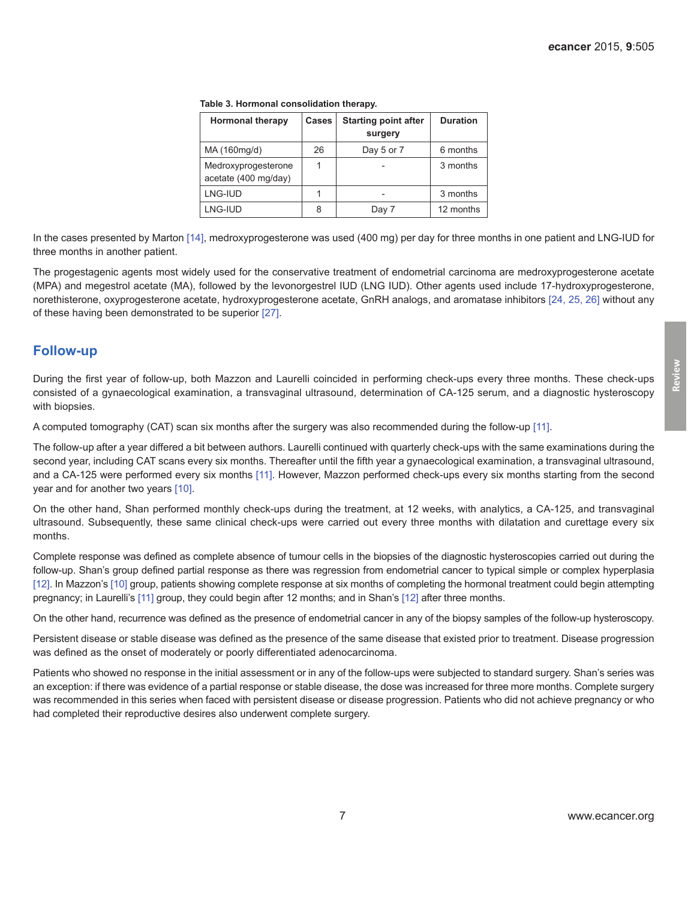Table 3. Hormonal consolidation therapy.

| Hormonal therapy | Cases | Starting point after surgery | Duration |
|---|---|---|---|
| MA (160mg/d) | 26 | Day 5 or 7 | 6 months |
| Medroxyprogesterone acetate (400 mg/day) | 1 | - | 3 months |
| LNG-IUD | 1 | - | 3 months |
| LNG-IUD | 8 | Day 7 | 12 months |

In the cases presented by Marton [14], medroxyprogesterone was used (400 mg) per day for three months in one patient and LNG-IUD for three months in another patient.

The progestagenic agents most widely used for the conservative treatment of endometrial carcinoma are medroxyprogesterone acetate (MPA) and megestrol acetate (MA), followed by the levonorgestrel IUD (LNG IUD). Other agents used include 17-hydroxyprogesterone, norethisterone, oxyprogesterone acetate, hydroxyprogesterone acetate, GnRH analogs, and aromatase inhibitors [24, 25, 26] without any of these having been demonstrated to be superior [27].

## Follow-up

During the first year of follow-up, both Mazzon and Laurelli coincided in performing check-ups every three months. These check-ups consisted of a gynaecological examination, a transvaginal ultrasound, determination of CA-125 serum, and a diagnostic hysteroscopy with biopsies.

A computed tomography (CAT) scan six months after the surgery was also recommended during the follow-up [11].

The follow-up after a year differed a bit between authors. Laurelli continued with quarterly check-ups with the same examinations during the second year, including CAT scans every six months. Thereafter until the fifth year a gynaecological examination, a transvaginal ultrasound, and a CA-125 were performed every six months [11]. However, Mazzon performed check-ups every six months starting from the second year and for another two years [10].

On the other hand, Shan performed monthly check-ups during the treatment, at 12 weeks, with analytics, a CA-125, and transvaginal ultrasound. Subsequently, these same clinical check-ups were carried out every three months with dilatation and curettage every six months.

Complete response was defined as complete absence of tumour cells in the biopsies of the diagnostic hysteroscopies carried out during the follow-up. Shan's group defined partial response as there was regression from endometrial cancer to typical simple or complex hyperplasia [12]. In Mazzon's [10] group, patients showing complete response at six months of completing the hormonal treatment could begin attempting pregnancy; in Laurelli's [11] group, they could begin after 12 months; and in Shan's [12] after three months.

On the other hand, recurrence was defined as the presence of endometrial cancer in any of the biopsy samples of the follow-up hysteroscopy.

Persistent disease or stable disease was defined as the presence of the same disease that existed prior to treatment. Disease progression was defined as the onset of moderately or poorly differentiated adenocarcinoma.

Patients who showed no response in the initial assessment or in any of the follow-ups were subjected to standard surgery. Shan's series was an exception: if there was evidence of a partial response or stable disease, the dose was increased for three more months. Complete surgery was recommended in this series when faced with persistent disease or disease progression. Patients who did not achieve pregnancy or who had completed their reproductive desires also underwent complete surgery.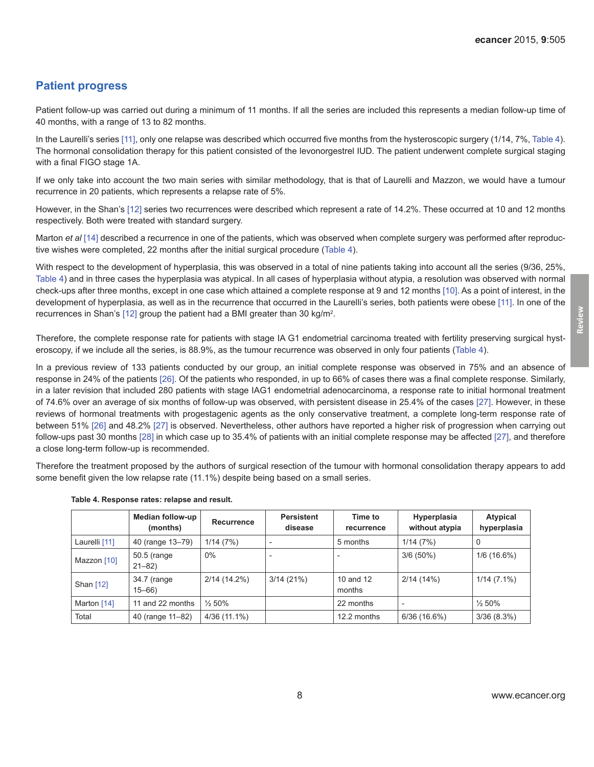## Patient progress

Patient follow-up was carried out during a minimum of 11 months. If all the series are included this represents a median follow-up time of 40 months, with a range of 13 to 82 months.

In the Laurelli's series [11], only one relapse was described which occurred five months from the hysteroscopic surgery (1/14, 7%, Table 4). The hormonal consolidation therapy for this patient consisted of the levonorgestrel IUD. The patient underwent complete surgical staging with a final FIGO stage 1A.

If we only take into account the two main series with similar methodology, that is that of Laurelli and Mazzon, we would have a tumour recurrence in 20 patients, which represents a relapse rate of 5%.

However, in the Shan's [12] series two recurrences were described which represent a rate of 14.2%. These occurred at 10 and 12 months respectively. Both were treated with standard surgery.

Marton *et al* [14] described a recurrence in one of the patients, which was observed when complete surgery was performed after reproductive wishes were completed, 22 months after the initial surgical procedure (Table 4).

With respect to the development of hyperplasia, this was observed in a total of nine patients taking into account all the series (9/36, 25%, Table 4) and in three cases the hyperplasia was atypical. In all cases of hyperplasia without atypia, a resolution was observed with normal check-ups after three months, except in one case which attained a complete response at 9 and 12 months [10]. As a point of interest, in the development of hyperplasia, as well as in the recurrence that occurred in the Laurelli's series, both patients were obese [11]. In one of the recurrences in Shan's [12] group the patient had a BMI greater than 30 kg/m$^2$.

Therefore, the complete response rate for patients with stage IA G1 endometrial carcinoma treated with fertility preserving surgical hysteroscopy, if we include all the series, is 88.9%, as the tumour recurrence was observed in only four patients (Table 4).

In a previous review of 133 patients conducted by our group, an initial complete response was observed in 75% and an absence of response in 24% of the patients [26]. Of the patients who responded, in up to 66% of cases there was a final complete response. Similarly, in a later revision that included 280 patients with stage IAG1 endometrial adenocarcinoma, a response rate to initial hormonal treatment of 74.6% over an average of six months of follow-up was observed, with persistent disease in 25.4% of the cases [27]. However, in these reviews of hormonal treatments with progestagenic agents as the only conservative treatment, a complete long-term response rate of between 51% [26] and 48.2% [27] is observed. Nevertheless, other authors have reported a higher risk of progression when carrying out follow-ups past 30 months [28] in which case up to 35.4% of patients with an initial complete response may be affected [27], and therefore a close long-term follow-up is recommended.

Therefore the treatment proposed by the authors of surgical resection of the tumour with hormonal consolidation therapy appears to add some benefit given the low relapse rate (11.1%) despite being based on a small series.

**Table 4. Response rates: relapse and result.**

| | Median follow-up (months) | Recurrence | Persistent disease | Time to recurrence | Hyperplasia without atypia | Atypical hyperplasia |
|---|---|---|---|---|---|---|
| Laurelli [11] | 40 (range 13–79) | 1/14 (7%) | - | 5 months | 1/14 (7%) | 0 |
| Mazzon [10] | 50.5 (range 21–82) | 0% | - | - | 3/6 (50%) | 1/6 (16.6%) |
| Shan [12] | 34.7 (range 15–66) | 2/14 (14.2%) | 3/14 (21%) | 10 and 12 months | 2/14 (14%) | 1/14 (7.1%) |
| Marton [14] | 11 and 22 months | ½ 50% | | 22 months | - | ½ 50% |
| Total | 40 (range 11–82) | 4/36 (11.1%) | | 12.2 months | 6/36 (16.6%) | 3/36 (8.3%) |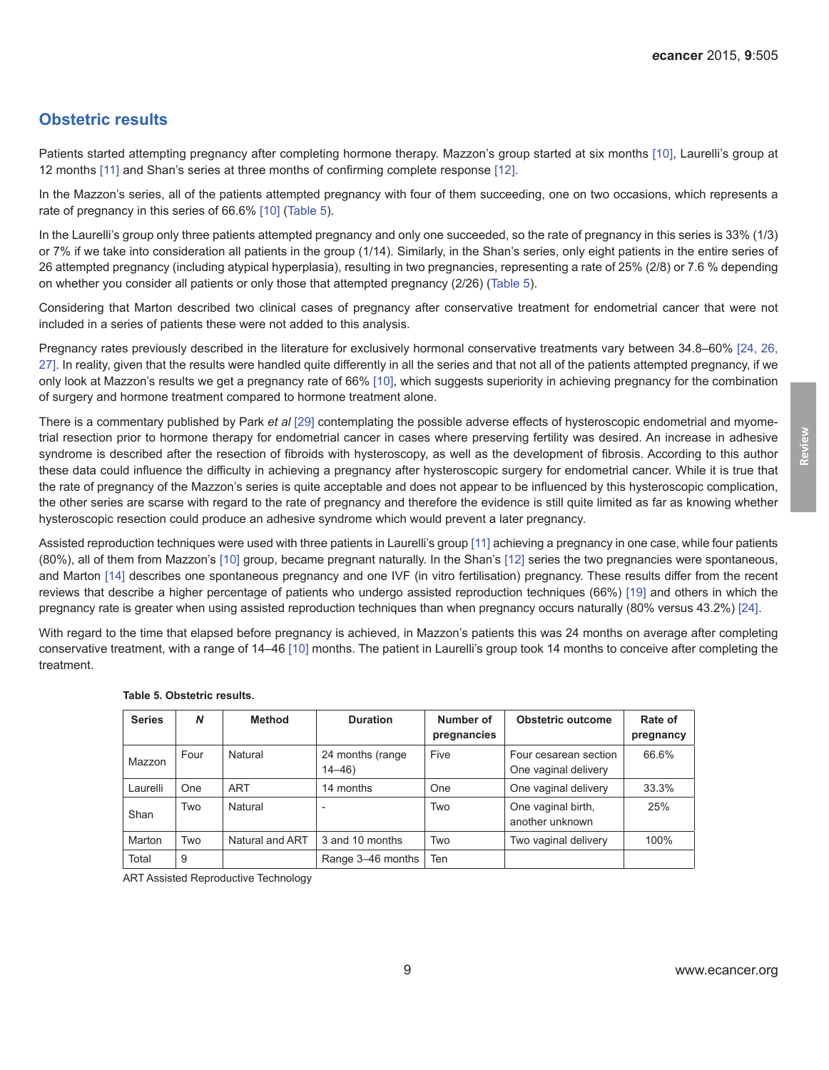## Obstetric results

Patients started attempting pregnancy after completing hormone therapy. Mazzon's group started at six months [10], Laurelli's group at 12 months [11] and Shan's series at three months of confirming complete response [12].

In the Mazzon's series, all of the patients attempted pregnancy with four of them succeeding, one on two occasions, which represents a rate of pregnancy in this series of 66.6% [10] (Table 5).

In the Laurelli's group only three patients attempted pregnancy and only one succeeded, so the rate of pregnancy in this series is 33% (1/3) or 7% if we take into consideration all patients in the group (1/14). Similarly, in the Shan's series, only eight patients in the entire series of 26 attempted pregnancy (including atypical hyperplasia), resulting in two pregnancies, representing a rate of 25% (2/8) or 7.6 % depending on whether you consider all patients or only those that attempted pregnancy (2/26) (Table 5).

Considering that Marton described two clinical cases of pregnancy after conservative treatment for endometrial cancer that were not included in a series of patients these were not added to this analysis.

Pregnancy rates previously described in the literature for exclusively hormonal conservative treatments vary between 34.8–60% [24, 26, 27]. In reality, given that the results were handled quite differently in all the series and that not all of the patients attempted pregnancy, if we only look at Mazzon's results we get a pregnancy rate of 66% [10], which suggests superiority in achieving pregnancy for the combination of surgery and hormone treatment compared to hormone treatment alone.

There is a commentary published by Park *et al* [29] contemplating the possible adverse effects of hysteroscopic endometrial and myometrial resection prior to hormone therapy for endometrial cancer in cases where preserving fertility was desired. An increase in adhesive syndrome is described after the resection of fibroids with hysteroscopy, as well as the development of fibrosis. According to this author these data could influence the difficulty in achieving a pregnancy after hysteroscopic surgery for endometrial cancer. While it is true that the rate of pregnancy of the Mazzon's series is quite acceptable and does not appear to be influenced by this hysteroscopic complication, the other series are scarse with regard to the rate of pregnancy and therefore the evidence is still quite limited as far as knowing whether hysteroscopic resection could produce an adhesive syndrome which would prevent a later pregnancy.

Assisted reproduction techniques were used with three patients in Laurelli's group [11] achieving a pregnancy in one case, while four patients (80%), all of them from Mazzon's [10] group, became pregnant naturally. In the Shan's [12] series the two pregnancies were spontaneous, and Marton [14] describes one spontaneous pregnancy and one IVF (in vitro fertilisation) pregnancy. These results differ from the recent reviews that describe a higher percentage of patients who undergo assisted reproduction techniques (66%) [19] and others in which the pregnancy rate is greater when using assisted reproduction techniques than when pregnancy occurs naturally (80% versus 43.2%) [24].

With regard to the time that elapsed before pregnancy is achieved, in Mazzon's patients this was 24 months on average after completing conservative treatment, with a range of 14–46 [10] months. The patient in Laurelli's group took 14 months to conceive after completing the treatment.

**Table 5. Obstetric results.**

| Series | *N* | Method | Duration | Number of pregnancies | Obstetric outcome | Rate of pregnancy |
|---|---|---|---|---|---|---|
| Mazzon | Four | Natural | 24 months (range 14–46) | Five | Four cesarean section One vaginal delivery | 66.6% |
| Laurelli | One | ART | 14 months | One | One vaginal delivery | 33.3% |
| Shan | Two | Natural | - | Two | One vaginal birth, another unknown | 25% |
| Marton | Two | Natural and ART | 3 and 10 months | Two | Two vaginal delivery | 100% |
| Total | 9 | | Range 3–46 months | Ten | | |

ART Assisted Reproductive Technology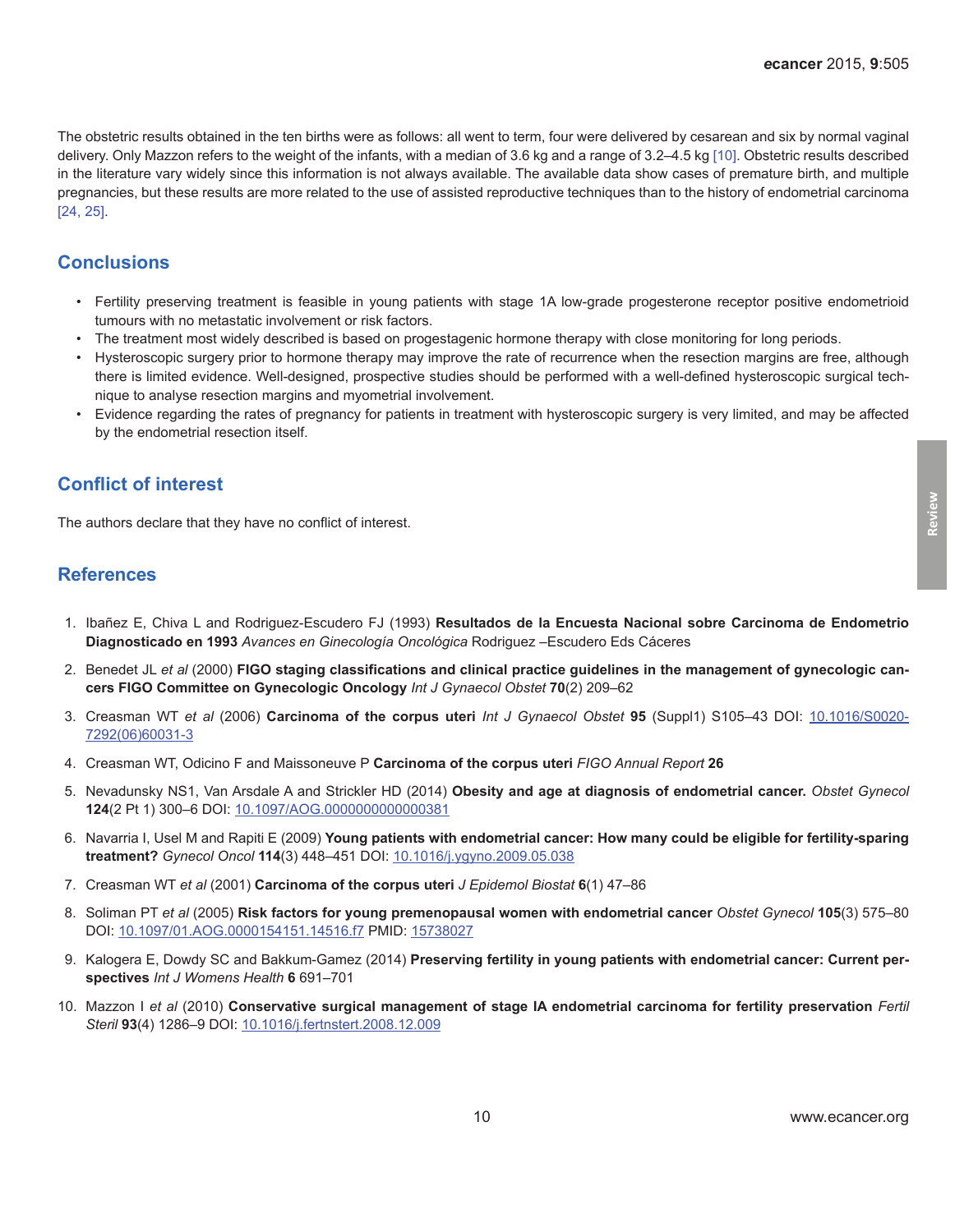The obstetric results obtained in the ten births were as follows: all went to term, four were delivered by cesarean and six by normal vaginal delivery. Only Mazzon refers to the weight of the infants, with a median of 3.6 kg and a range of 3.2–4.5 kg [10]. Obstetric results described in the literature vary widely since this information is not always available. The available data show cases of premature birth, and multiple pregnancies, but these results are more related to the use of assisted reproductive techniques than to the history of endometrial carcinoma [24, 25].

## Conclusions

- Fertility preserving treatment is feasible in young patients with stage 1A low-grade progesterone receptor positive endometrioid tumours with no metastatic involvement or risk factors.
- The treatment most widely described is based on progestagenic hormone therapy with close monitoring for long periods.
- Hysteroscopic surgery prior to hormone therapy may improve the rate of recurrence when the resection margins are free, although there is limited evidence. Well-designed, prospective studies should be performed with a well-defined hysteroscopic surgical technique to analyse resection margins and myometrial involvement.
- Evidence regarding the rates of pregnancy for patients in treatment with hysteroscopic surgery is very limited, and may be affected by the endometrial resection itself.

## Conflict of interest

The authors declare that they have no conflict of interest.

## References

1. Ibañez E, Chiva L and Rodriguez-Escudero FJ (1993) **Resultados de la Encuesta Nacional sobre Carcinoma de Endometrio Diagnosticado en 1993** *Avances en Ginecología Oncológica* Rodriguez –Escudero Eds Cáceres
2. Benedet JL *et al* (2000) **FIGO staging classifications and clinical practice guidelines in the management of gynecologic cancers FIGO Committee on Gynecologic Oncology** *Int J Gynaecol Obstet* **70**(2) 209–62
3. Creasman WT *et al* (2006) **Carcinoma of the corpus uteri** *Int J Gynaecol Obstet* **95** (Suppl1) S105–43 DOI: 10.1016/S0020-7292(06)60031-3
4. Creasman WT, Odicino F and Maissoneuve P **Carcinoma of the corpus uteri** *FIGO Annual Report* **26**
5. Nevadunsky NS1, Van Arsdale A and Strickler HD (2014) **Obesity and age at diagnosis of endometrial cancer.** *Obstet Gynecol* **124**(2 Pt 1) 300–6 DOI: 10.1097/AOG.0000000000000381
6. Navarria I, Usel M and Rapiti E (2009) **Young patients with endometrial cancer: How many could be eligible for fertility-sparing treatment?** *Gynecol Oncol* **114**(3) 448–451 DOI: 10.1016/j.ygyno.2009.05.038
7. Creasman WT *et al* (2001) **Carcinoma of the corpus uteri** *J Epidemol Biostat* **6**(1) 47–86
8. Soliman PT *et al* (2005) **Risk factors for young premenopausal women with endometrial cancer** *Obstet Gynecol* **105**(3) 575–80 DOI: 10.1097/01.AOG.0000154151.14516.f7 PMID: 15738027
9. Kalogera E, Dowdy SC and Bakkum-Gamez (2014) **Preserving fertility in young patients with endometrial cancer: Current perspectives** *Int J Womens Health* **6** 691–701
10. Mazzon I *et al* (2010) **Conservative surgical management of stage IA endometrial carcinoma for fertility preservation** *Fertil Steril* **93**(4) 1286–9 DOI: 10.1016/j.fertnstert.2008.12.009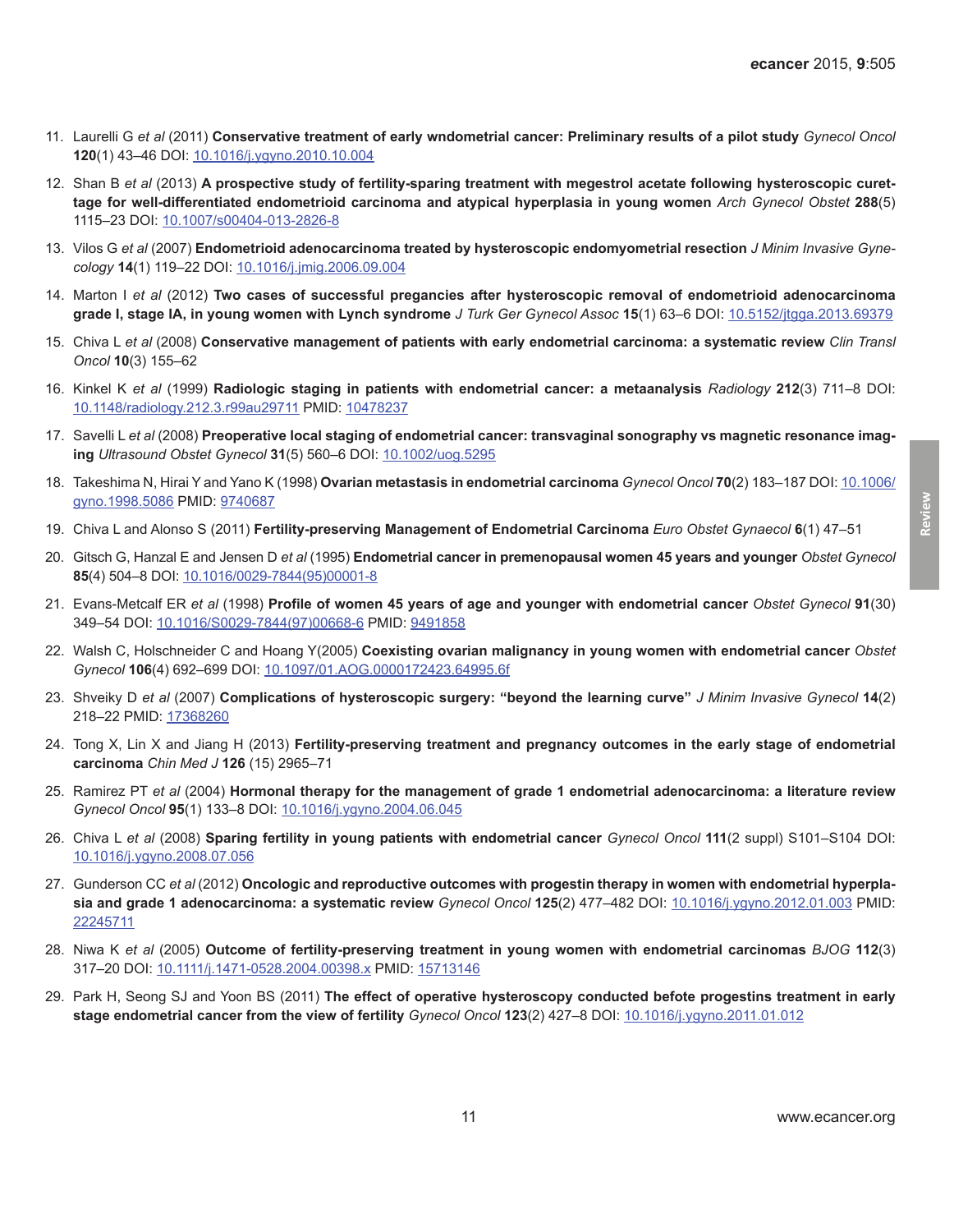11. Laurelli G *et al* (2011) **Conservative treatment of early wndometrial cancer: Preliminary results of a pilot study** *Gynecol Oncol* **120**(1) 43–46 DOI: 10.1016/j.ygyno.2010.10.004

12. Shan B *et al* (2013) **A prospective study of fertility-sparing treatment with megestrol acetate following hysteroscopic curettage for well-differentiated endometrioid carcinoma and atypical hyperplasia in young women** *Arch Gynecol Obstet* **288**(5) 1115–23 DOI: 10.1007/s00404-013-2826-8

13. Vilos G *et al* (2007) **Endometrioid adenocarcinoma treated by hysteroscopic endomyometrial resection** *J Minim Invasive Gynecology* **14**(1) 119–22 DOI: 10.1016/j.jmig.2006.09.004

14. Marton I *et al* (2012) **Two cases of successful pregancies after hysteroscopic removal of endometrioid adenocarcinoma grade I, stage IA, in young women with Lynch syndrome** *J Turk Ger Gynecol Assoc* **15**(1) 63–6 DOI: 10.5152/jtgga.2013.69379

15. Chiva L *et al* (2008) **Conservative management of patients with early endometrial carcinoma: a systematic review** *Clin Transl Oncol* **10**(3) 155–62

16. Kinkel K *et al* (1999) **Radiologic staging in patients with endometrial cancer: a metaanalysis** *Radiology* **212**(3) 711–8 DOI: 10.1148/radiology.212.3.r99au29711 PMID: 10478237

17. Savelli L *et al* (2008) **Preoperative local staging of endometrial cancer: transvaginal sonography vs magnetic resonance imaging** *Ultrasound Obstet Gynecol* **31**(5) 560–6 DOI: 10.1002/uog.5295

18. Takeshima N, Hirai Y and Yano K (1998) **Ovarian metastasis in endometrial carcinoma** *Gynecol Oncol* **70**(2) 183–187 DOI: 10.1006/gyno.1998.5086 PMID: 9740687

19. Chiva L and Alonso S (2011) **Fertility-preserving Management of Endometrial Carcinoma** *Euro Obstet Gynaecol* **6**(1) 47–51

20. Gitsch G, Hanzal E and Jensen D *et al* (1995) **Endometrial cancer in premenopausal women 45 years and younger** *Obstet Gynecol* **85**(4) 504–8 DOI: 10.1016/0029-7844(95)00001-8

21. Evans-Metcalf ER *et al* (1998) **Profile of women 45 years of age and younger with endometrial cancer** *Obstet Gynecol* **91**(30) 349–54 DOI: 10.1016/S0029-7844(97)00668-6 PMID: 9491858

22. Walsh C, Holschneider C and Hoang Y(2005) **Coexisting ovarian malignancy in young women with endometrial cancer** *Obstet Gynecol* **106**(4) 692–699 DOI: 10.1097/01.AOG.0000172423.64995.6f

23. Shveiky D *et al* (2007) **Complications of hysteroscopic surgery: "beyond the learning curve"** *J Minim Invasive Gynecol* **14**(2) 218–22 PMID: 17368260

24. Tong X, Lin X and Jiang H (2013) **Fertility-preserving treatment and pregnancy outcomes in the early stage of endometrial carcinoma** *Chin Med J* **126** (15) 2965–71

25. Ramirez PT *et al* (2004) **Hormonal therapy for the management of grade 1 endometrial adenocarcinoma: a literature review** *Gynecol Oncol* **95**(1) 133–8 DOI: 10.1016/j.ygyno.2004.06.045

26. Chiva L *et al* (2008) **Sparing fertility in young patients with endometrial cancer** *Gynecol Oncol* **111**(2 suppl) S101–S104 DOI: 10.1016/j.ygyno.2008.07.056

27. Gunderson CC *et al* (2012) **Oncologic and reproductive outcomes with progestin therapy in women with endometrial hyperplasia and grade 1 adenocarcinoma: a systematic review** *Gynecol Oncol* **125**(2) 477–482 DOI: 10.1016/j.ygyno.2012.01.003 PMID: 22245711

28. Niwa K *et al* (2005) **Outcome of fertility-preserving treatment in young women with endometrial carcinomas** *BJOG* **112**(3) 317–20 DOI: 10.1111/j.1471-0528.2004.00398.x PMID: 15713146

29. Park H, Seong SJ and Yoon BS (2011) **The effect of operative hysteroscopy conducted befote progestins treatment in early stage endometrial cancer from the view of fertility** *Gynecol Oncol* **123**(2) 427–8 DOI: 10.1016/j.ygyno.2011.01.012